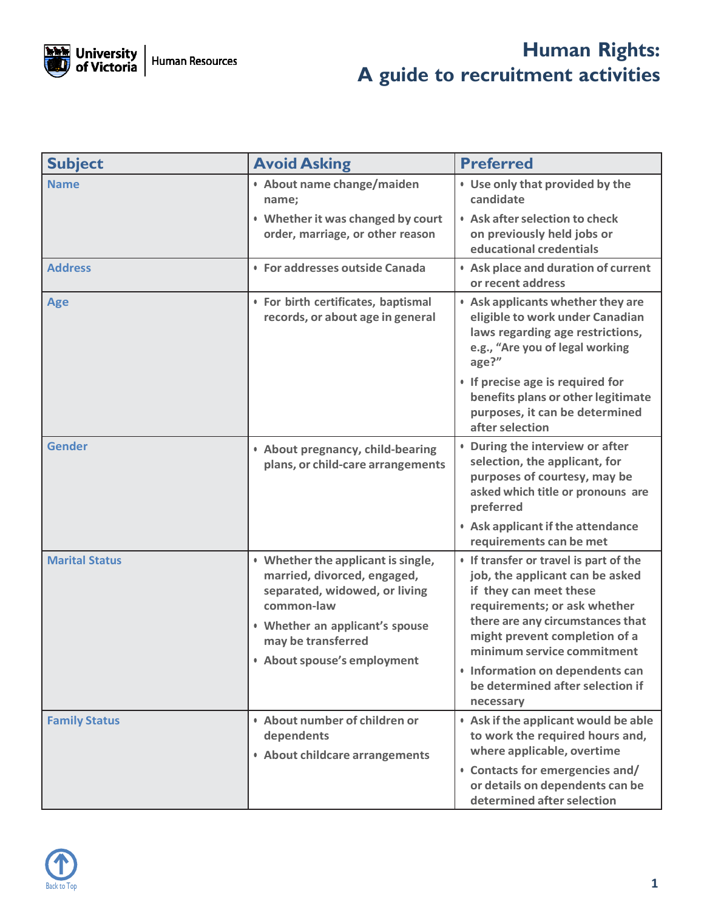# Human Rights: A guide to recruitment activities

| Subject | Avoid Asking | Preferred |
| --- | --- | --- |
| **Name** | • About name change/maiden name;<br>• Whether it was changed by court order, marriage, or other reason | • Use only that provided by the candidate<br>• Ask after selection to check on previously held jobs or educational credentials |
| **Address** | • For addresses outside Canada | • Ask place and duration of current or recent address |
| **Age** | • For birth certificates, baptismal records, or about age in general | • Ask applicants whether they are eligible to work under Canadian laws regarding age restrictions, e.g., "Are you of legal working age?"<br>• If precise age is required for benefits plans or other legitimate purposes, it can be determined after selection |
| **Gender** | • About pregnancy, child-bearing plans, or child-care arrangements | • During the interview or after selection, the applicant, for purposes of courtesy, may be asked which title or pronouns are preferred<br>• Ask applicant if the attendance requirements can be met |
| **Marital Status** | • Whether the applicant is single, married, divorced, engaged, separated, widowed, or living common-law<br>• Whether an applicant's spouse may be transferred<br>• About spouse's employment | • If transfer or travel is part of the job, the applicant can be asked if they can meet these requirements; or ask whether there are any circumstances that might prevent completion of a minimum service commitment<br>• Information on dependents can be determined after selection if necessary |
| **Family Status** | • About number of children or dependents<br>• About childcare arrangements | • Ask if the applicant would be able to work the required hours and, where applicable, overtime<br>• Contacts for emergencies and/ or details on dependents can be determined after selection |

Back to Top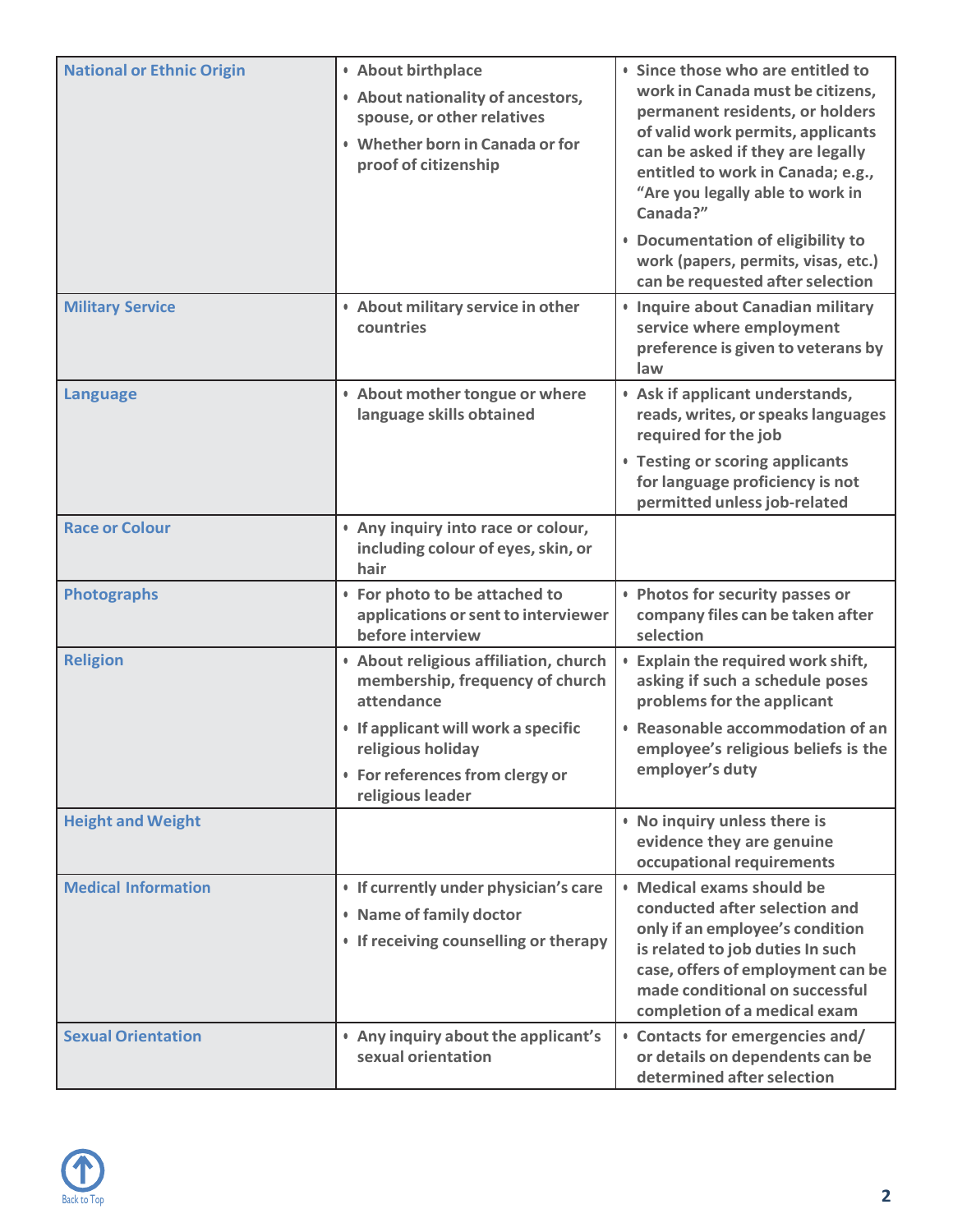| | | |
|---|---|---|
| **National or Ethnic Origin** | • About birthplace<br>• About nationality of ancestors, spouse, or other relatives<br>• Whether born in Canada or for proof of citizenship | • Since those who are entitled to work in Canada must be citizens, permanent residents, or holders of valid work permits, applicants can be asked if they are legally entitled to work in Canada; e.g., "Are you legally able to work in Canada?"<br>• Documentation of eligibility to work (papers, permits, visas, etc.) can be requested after selection |
| **Military Service** | • About military service in other countries | • Inquire about Canadian military service where employment preference is given to veterans by law |
| **Language** | • About mother tongue or where language skills obtained | • Ask if applicant understands, reads, writes, or speaks languages required for the job<br>• Testing or scoring applicants for language proficiency is not permitted unless job-related |
| **Race or Colour** | • Any inquiry into race or colour, including colour of eyes, skin, or hair | |
| **Photographs** | • For photo to be attached to applications or sent to interviewer before interview | • Photos for security passes or company files can be taken after selection |
| **Religion** | • About religious affiliation, church membership, frequency of church attendance<br>• If applicant will work a specific religious holiday<br>• For references from clergy or religious leader | • Explain the required work shift, asking if such a schedule poses problems for the applicant<br>• Reasonable accommodation of an employee's religious beliefs is the employer's duty |
| **Height and Weight** | | • No inquiry unless there is evidence they are genuine occupational requirements |
| **Medical Information** | • If currently under physician's care<br>• Name of family doctor<br>• If receiving counselling or therapy | • Medical exams should be conducted after selection and only if an employee's condition is related to job duties In such case, offers of employment can be made conditional on successful completion of a medical exam |
| **Sexual Orientation** | • Any inquiry about the applicant's sexual orientation | • Contacts for emergencies and/ or details on dependents can be determined after selection |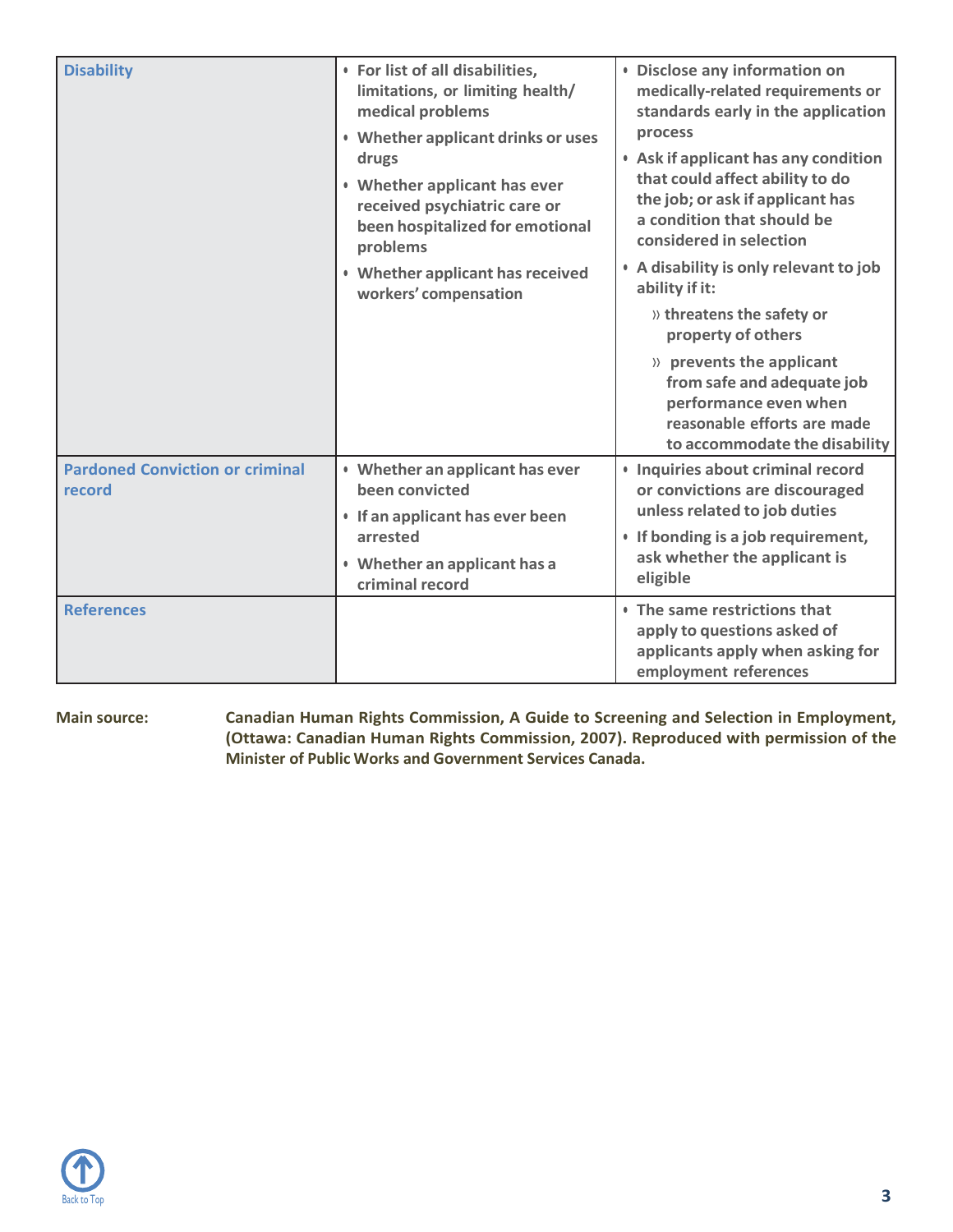| | | |
|---|---|---|
| Disability | • For list of all disabilities, limitations, or limiting health/ medical problems<br>• Whether applicant drinks or uses drugs<br>• Whether applicant has ever received psychiatric care or been hospitalized for emotional problems<br>• Whether applicant has received workers' compensation | • Disclose any information on medically-related requirements or standards early in the application process<br>• Ask if applicant has any condition that could affect ability to do the job; or ask if applicant has a condition that should be considered in selection<br>• A disability is only relevant to job ability if it:<br>» threatens the safety or property of others<br>» prevents the applicant from safe and adequate job performance even when reasonable efforts are made to accommodate the disability |
| Pardoned Conviction or criminal record | • Whether an applicant has ever been convicted<br>• If an applicant has ever been arrested<br>• Whether an applicant has a criminal record | • Inquiries about criminal record or convictions are discouraged unless related to job duties<br>• If bonding is a job requirement, ask whether the applicant is eligible |
| References | | • The same restrictions that apply to questions asked of applicants apply when asking for employment references |

**Main source:** **Canadian Human Rights Commission, A Guide to Screening and Selection in Employment, (Ottawa: Canadian Human Rights Commission, 2007). Reproduced with permission of the Minister of Public Works and Government Services Canada.**

Back to Top